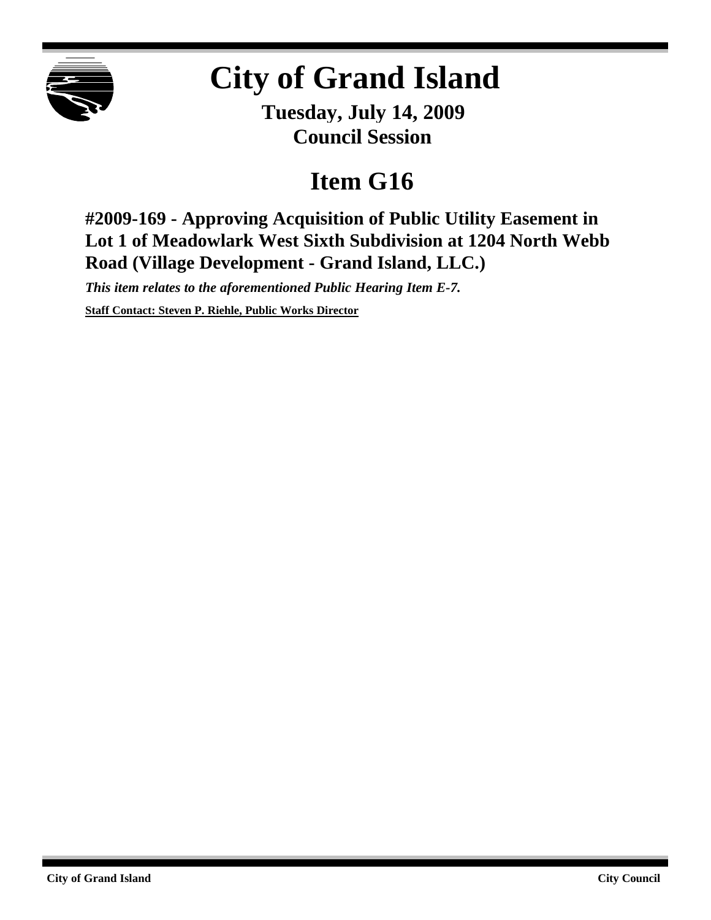# City of Grand Island

**Tuesday, July 14, 2009**
**Council Session**

## Item G16

### #2009-169 - Approving Acquisition of Public Utility Easement in Lot 1 of Meadowlark West Sixth Subdivision at 1204 North Webb Road (Village Development - Grand Island, LLC.)

***This item relates to the aforementioned Public Hearing Item E-7.***

**Staff Contact: Steven P. Riehle, Public Works Director**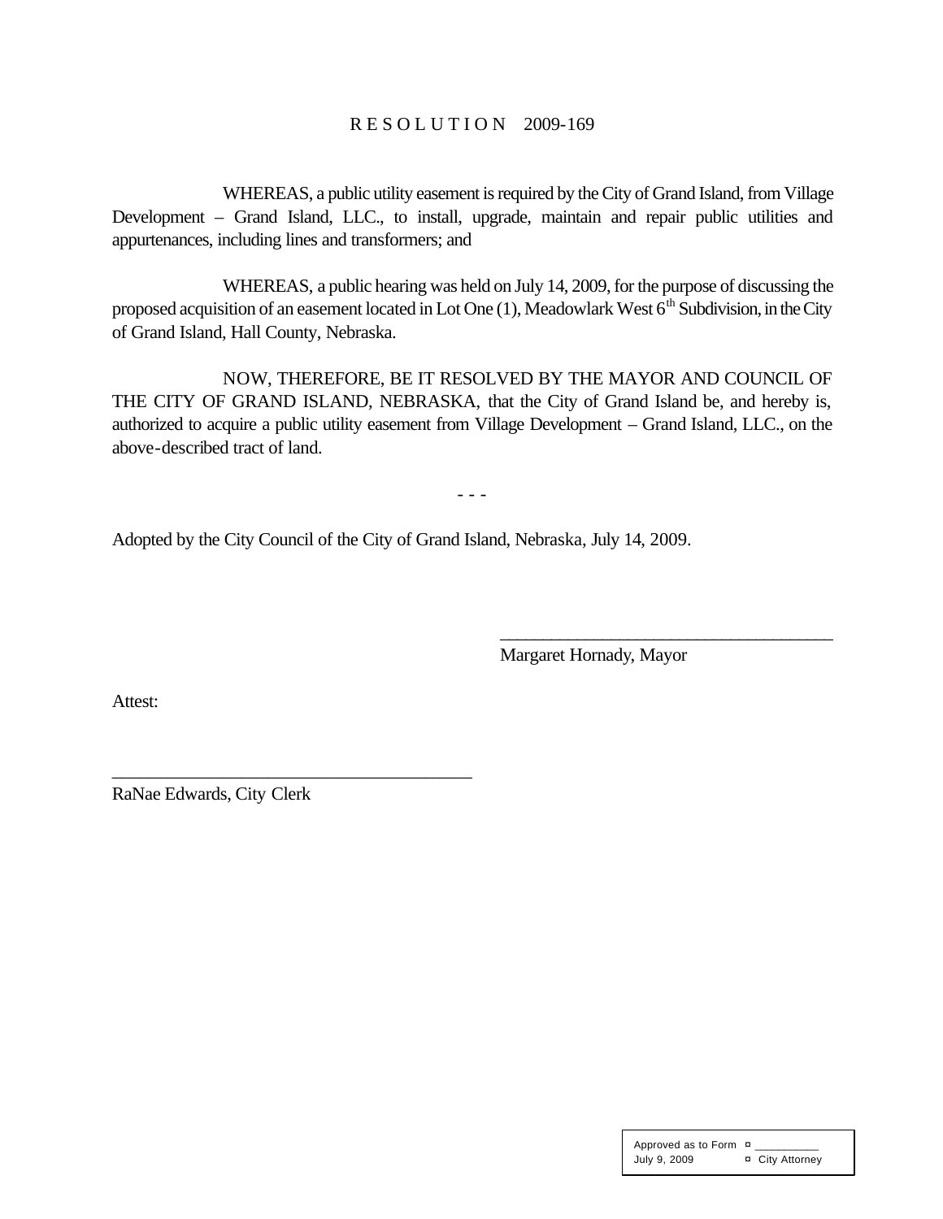# R E S O L U T I O N 2009-169

WHEREAS, a public utility easement is required by the City of Grand Island, from Village Development – Grand Island, LLC., to install, upgrade, maintain and repair public utilities and appurtenances, including lines and transformers; and

WHEREAS, a public hearing was held on July 14, 2009, for the purpose of discussing the proposed acquisition of an easement located in Lot One (1), Meadowlark West 6th Subdivision, in the City of Grand Island, Hall County, Nebraska.

NOW, THEREFORE, BE IT RESOLVED BY THE MAYOR AND COUNCIL OF THE CITY OF GRAND ISLAND, NEBRASKA, that the City of Grand Island be, and hereby is, authorized to acquire a public utility easement from Village Development – Grand Island, LLC., on the above-described tract of land.

- - -

Adopted by the City Council of the City of Grand Island, Nebraska, July 14, 2009.

_____________________________________
Margaret Hornady, Mayor

Attest:

_____________________________________
RaNae Edwards, City Clerk

Approved as to Form ¤ ___________
July 9, 2009 ¤ City Attorney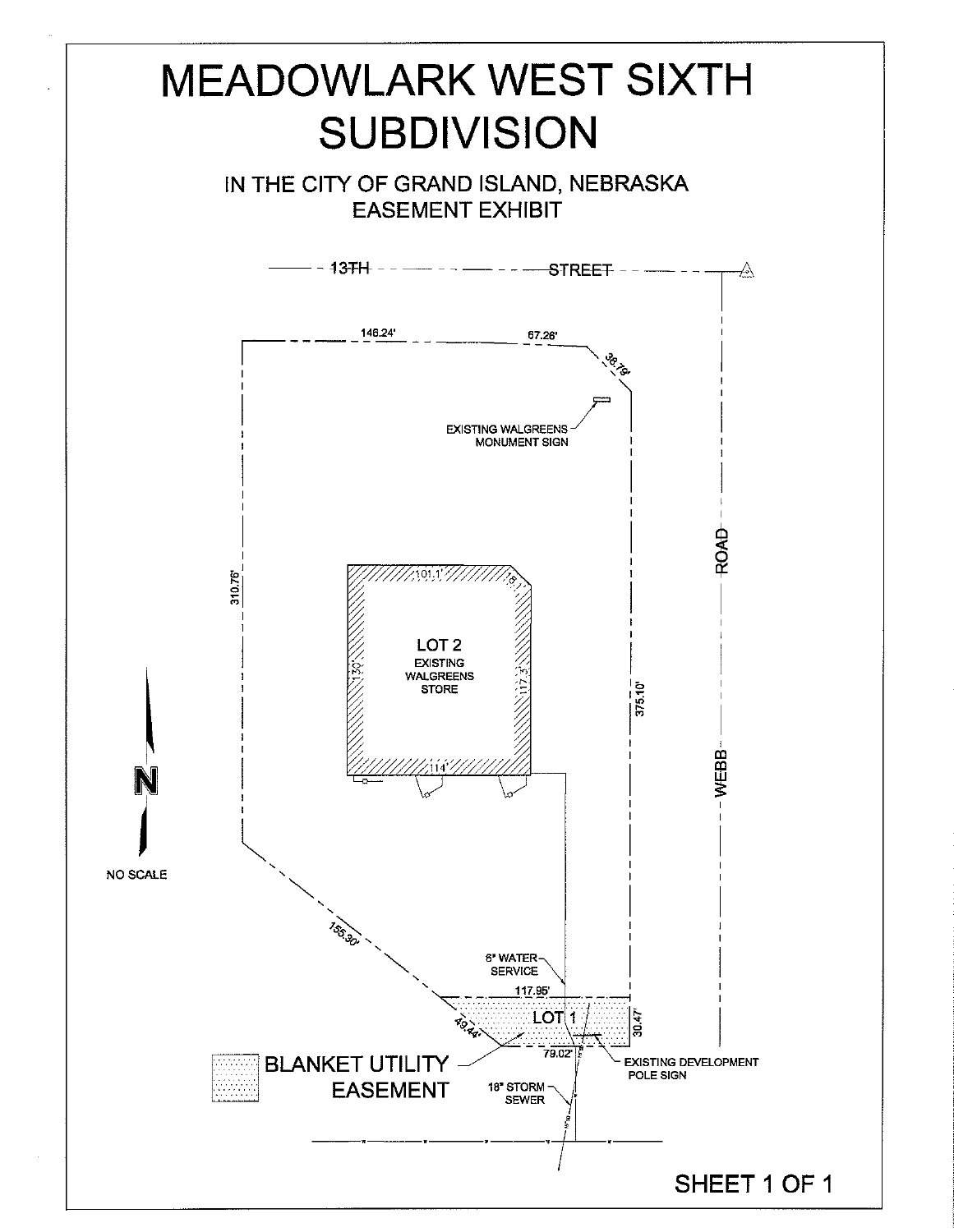# MEADOWLARK WEST SIXTH SUBDIVISION

IN THE CITY OF GRAND ISLAND, NEBRASKA
EASEMENT EXHIBIT

13TH STREET

146.24'

67.26'

38.79'

EXISTING WALGREENS MONUMENT SIGN

WEBB ROAD

310.76'

101.1'

18.1'

LOT 2
EXISTING WALGREENS STORE

130'

117.3'

375.10'

114'

N

NO SCALE

155.30'

6" WATER SERVICE

117.95'

LOT 1

30.47'

49.44'

79.02'

EXISTING DEVELOPMENT POLE SIGN

BLANKET UTILITY EASEMENT

18" STORM SEWER